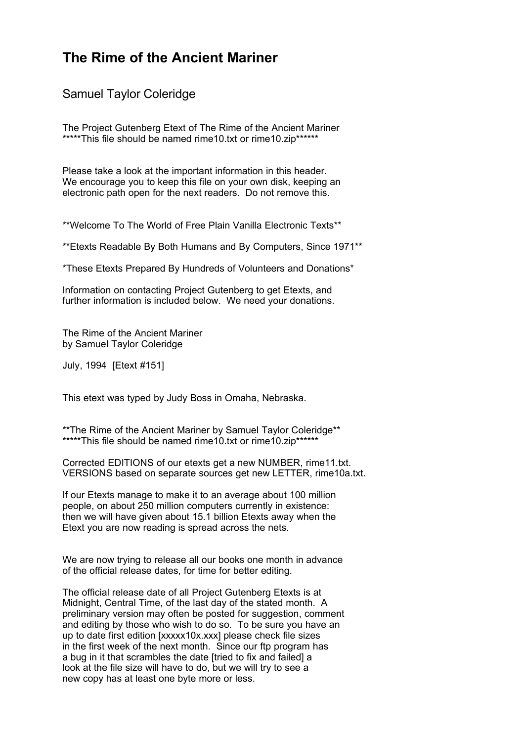# The Rime of the Ancient Mariner

## Samuel Taylor Coleridge

The Project Gutenberg Etext of The Rime of the Ancient Mariner
*****This file should be named rime10.txt or rime10.zip******

Please take a look at the important information in this header.
We encourage you to keep this file on your own disk, keeping an electronic path open for the next readers. Do not remove this.

**Welcome To The World of Free Plain Vanilla Electronic Texts**

**Etexts Readable By Both Humans and By Computers, Since 1971**

*These Etexts Prepared By Hundreds of Volunteers and Donations*

Information on contacting Project Gutenberg to get Etexts, and further information is included below. We need your donations.

The Rime of the Ancient Mariner
by Samuel Taylor Coleridge

July, 1994 [Etext #151]

This etext was typed by Judy Boss in Omaha, Nebraska.

**The Rime of the Ancient Mariner by Samuel Taylor Coleridge**
*****This file should be named rime10.txt or rime10.zip******

Corrected EDITIONS of our etexts get a new NUMBER, rime11.txt.
VERSIONS based on separate sources get new LETTER, rime10a.txt.

If our Etexts manage to make it to an average about 100 million people, on about 250 million computers currently in existence: then we will have given about 15.1 billion Etexts away when the Etext you are now reading is spread across the nets.

We are now trying to release all our books one month in advance of the official release dates, for time for better editing.

The official release date of all Project Gutenberg Etexts is at Midnight, Central Time, of the last day of the stated month. A preliminary version may often be posted for suggestion, comment and editing by those who wish to do so. To be sure you have an up to date first edition [xxxxx10x.xxx] please check file sizes in the first week of the next month. Since our ftp program has a bug in it that scrambles the date [tried to fix and failed] a look at the file size will have to do, but we will try to see a new copy has at least one byte more or less.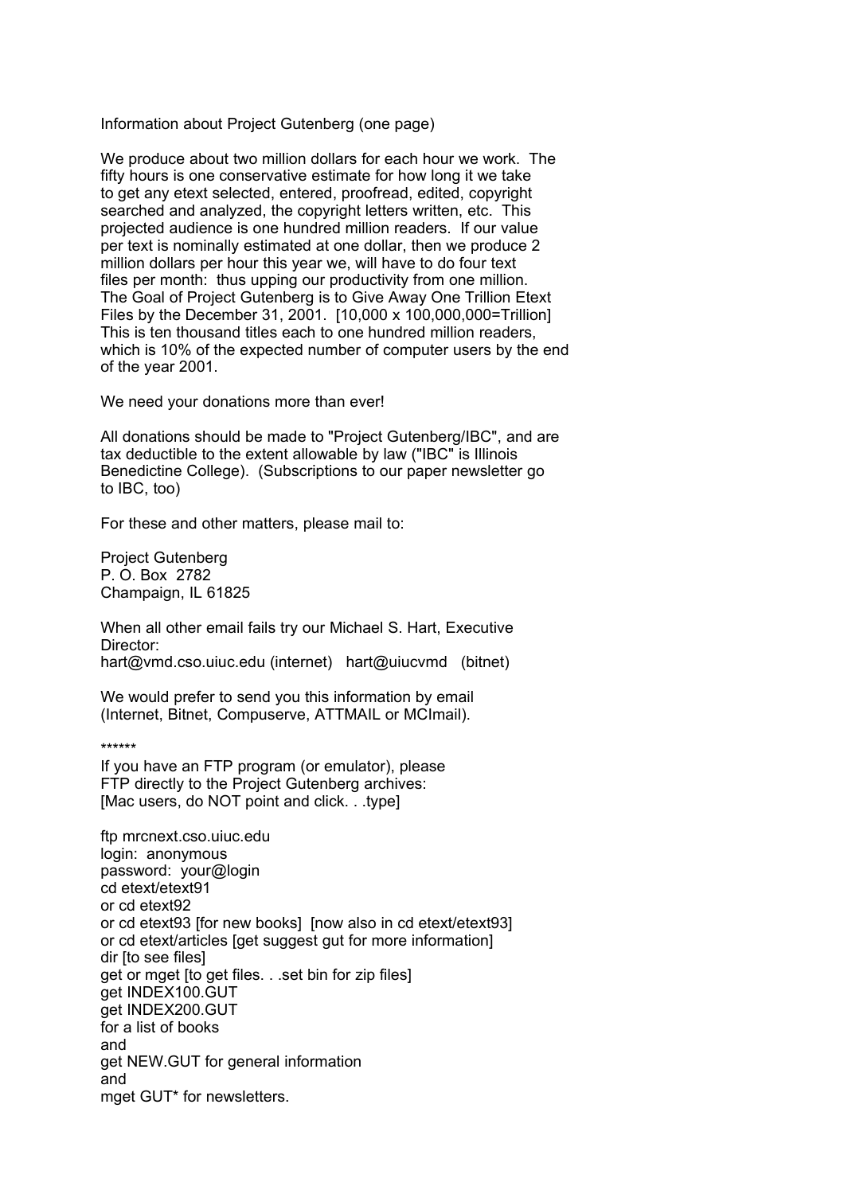Information about Project Gutenberg (one page)

We produce about two million dollars for each hour we work. The fifty hours is one conservative estimate for how long it we take to get any etext selected, entered, proofread, edited, copyright searched and analyzed, the copyright letters written, etc. This projected audience is one hundred million readers. If our value per text is nominally estimated at one dollar, then we produce 2 million dollars per hour this year we, will have to do four text files per month: thus upping our productivity from one million. The Goal of Project Gutenberg is to Give Away One Trillion Etext Files by the December 31, 2001. [10,000 x 100,000,000=Trillion] This is ten thousand titles each to one hundred million readers, which is 10% of the expected number of computer users by the end of the year 2001.

We need your donations more than ever!

All donations should be made to "Project Gutenberg/IBC", and are tax deductible to the extent allowable by law ("IBC" is Illinois Benedictine College). (Subscriptions to our paper newsletter go to IBC, too)

For these and other matters, please mail to:

Project Gutenberg
P. O. Box 2782
Champaign, IL 61825

When all other email fails try our Michael S. Hart, Executive Director:
hart@vmd.cso.uiuc.edu (internet) hart@uiucvmd (bitnet)

We would prefer to send you this information by email (Internet, Bitnet, Compuserve, ATTMAIL or MCImail).

******

If you have an FTP program (or emulator), please FTP directly to the Project Gutenberg archives:
[Mac users, do NOT point and click. . .type]

```
ftp mrcnext.cso.uiuc.edu
login:  anonymous
password:  your@login
cd etext/etext91
or cd etext92
or cd etext93 [for new books]  [now also in cd etext/etext93]
or cd etext/articles [get suggest gut for more information]
dir [to see files]
get or mget [to get files. . .set bin for zip files]
get INDEX100.GUT
get INDEX200.GUT
for a list of books
and
get NEW.GUT for general information
and
mget GUT* for newsletters.
```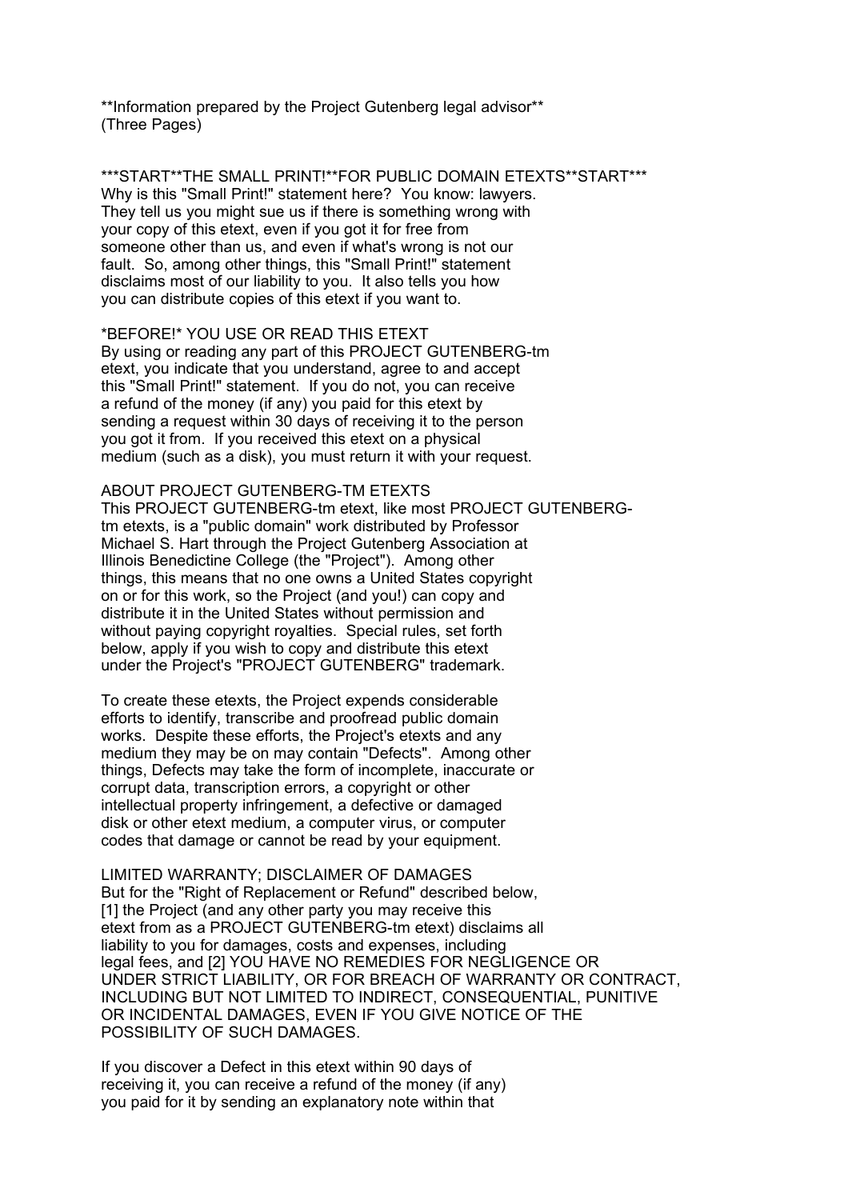**Information prepared by the Project Gutenberg legal advisor**
(Three Pages)

***START**THE SMALL PRINT!**FOR PUBLIC DOMAIN ETEXTS**START***
Why is this "Small Print!" statement here? You know: lawyers. They tell us you might sue us if there is something wrong with your copy of this etext, even if you got it for free from someone other than us, and even if what's wrong is not our fault. So, among other things, this "Small Print!" statement disclaims most of our liability to you. It also tells you how you can distribute copies of this etext if you want to.

*BEFORE!* YOU USE OR READ THIS ETEXT
By using or reading any part of this PROJECT GUTENBERG-tm etext, you indicate that you understand, agree to and accept this "Small Print!" statement. If you do not, you can receive a refund of the money (if any) you paid for this etext by sending a request within 30 days of receiving it to the person you got it from. If you received this etext on a physical medium (such as a disk), you must return it with your request.

ABOUT PROJECT GUTENBERG-TM ETEXTS
This PROJECT GUTENBERG-tm etext, like most PROJECT GUTENBERG-tm etexts, is a "public domain" work distributed by Professor Michael S. Hart through the Project Gutenberg Association at Illinois Benedictine College (the "Project"). Among other things, this means that no one owns a United States copyright on or for this work, so the Project (and you!) can copy and distribute it in the United States without permission and without paying copyright royalties. Special rules, set forth below, apply if you wish to copy and distribute this etext under the Project's "PROJECT GUTENBERG" trademark.

To create these etexts, the Project expends considerable efforts to identify, transcribe and proofread public domain works. Despite these efforts, the Project's etexts and any medium they may be on may contain "Defects". Among other things, Defects may take the form of incomplete, inaccurate or corrupt data, transcription errors, a copyright or other intellectual property infringement, a defective or damaged disk or other etext medium, a computer virus, or computer codes that damage or cannot be read by your equipment.

LIMITED WARRANTY; DISCLAIMER OF DAMAGES
But for the "Right of Replacement or Refund" described below, [1] the Project (and any other party you may receive this etext from as a PROJECT GUTENBERG-tm etext) disclaims all liability to you for damages, costs and expenses, including legal fees, and [2] YOU HAVE NO REMEDIES FOR NEGLIGENCE OR UNDER STRICT LIABILITY, OR FOR BREACH OF WARRANTY OR CONTRACT, INCLUDING BUT NOT LIMITED TO INDIRECT, CONSEQUENTIAL, PUNITIVE OR INCIDENTAL DAMAGES, EVEN IF YOU GIVE NOTICE OF THE POSSIBILITY OF SUCH DAMAGES.

If you discover a Defect in this etext within 90 days of receiving it, you can receive a refund of the money (if any) you paid for it by sending an explanatory note within that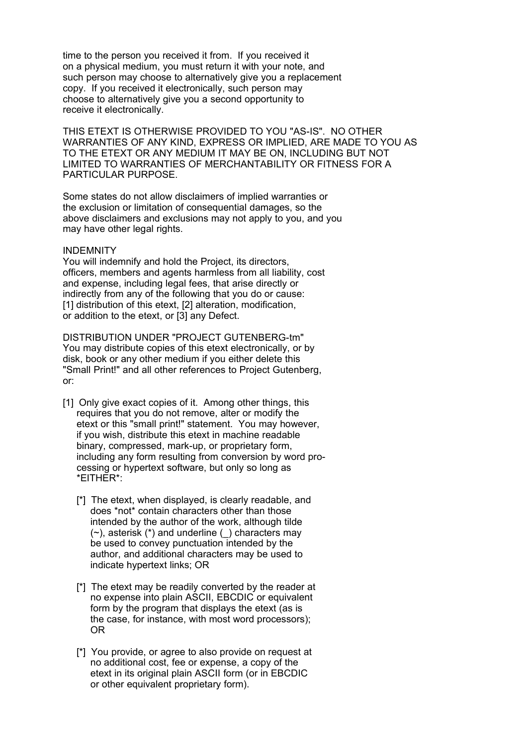time to the person you received it from. If you received it on a physical medium, you must return it with your note, and such person may choose to alternatively give you a replacement copy. If you received it electronically, such person may choose to alternatively give you a second opportunity to receive it electronically.

THIS ETEXT IS OTHERWISE PROVIDED TO YOU "AS-IS". NO OTHER WARRANTIES OF ANY KIND, EXPRESS OR IMPLIED, ARE MADE TO YOU AS TO THE ETEXT OR ANY MEDIUM IT MAY BE ON, INCLUDING BUT NOT LIMITED TO WARRANTIES OF MERCHANTABILITY OR FITNESS FOR A PARTICULAR PURPOSE.

Some states do not allow disclaimers of implied warranties or the exclusion or limitation of consequential damages, so the above disclaimers and exclusions may not apply to you, and you may have other legal rights.

INDEMNITY
You will indemnify and hold the Project, its directors, officers, members and agents harmless from all liability, cost and expense, including legal fees, that arise directly or indirectly from any of the following that you do or cause: [1] distribution of this etext, [2] alteration, modification, or addition to the etext, or [3] any Defect.

DISTRIBUTION UNDER "PROJECT GUTENBERG-tm"
You may distribute copies of this etext electronically, or by disk, book or any other medium if you either delete this "Small Print!" and all other references to Project Gutenberg, or:

[1] Only give exact copies of it. Among other things, this requires that you do not remove, alter or modify the etext or this "small print!" statement. You may however, if you wish, distribute this etext in machine readable binary, compressed, mark-up, or proprietary form, including any form resulting from conversion by word processing or hypertext software, but only so long as *EITHER*:

  [*] The etext, when displayed, is clearly readable, and does *not* contain characters other than those intended by the author of the work, although tilde (~), asterisk (*) and underline (_) characters may be used to convey punctuation intended by the author, and additional characters may be used to indicate hypertext links; OR

  [*] The etext may be readily converted by the reader at no expense into plain ASCII, EBCDIC or equivalent form by the program that displays the etext (as is the case, for instance, with most word processors); OR

  [*] You provide, or agree to also provide on request at no additional cost, fee or expense, a copy of the etext in its original plain ASCII form (or in EBCDIC or other equivalent proprietary form).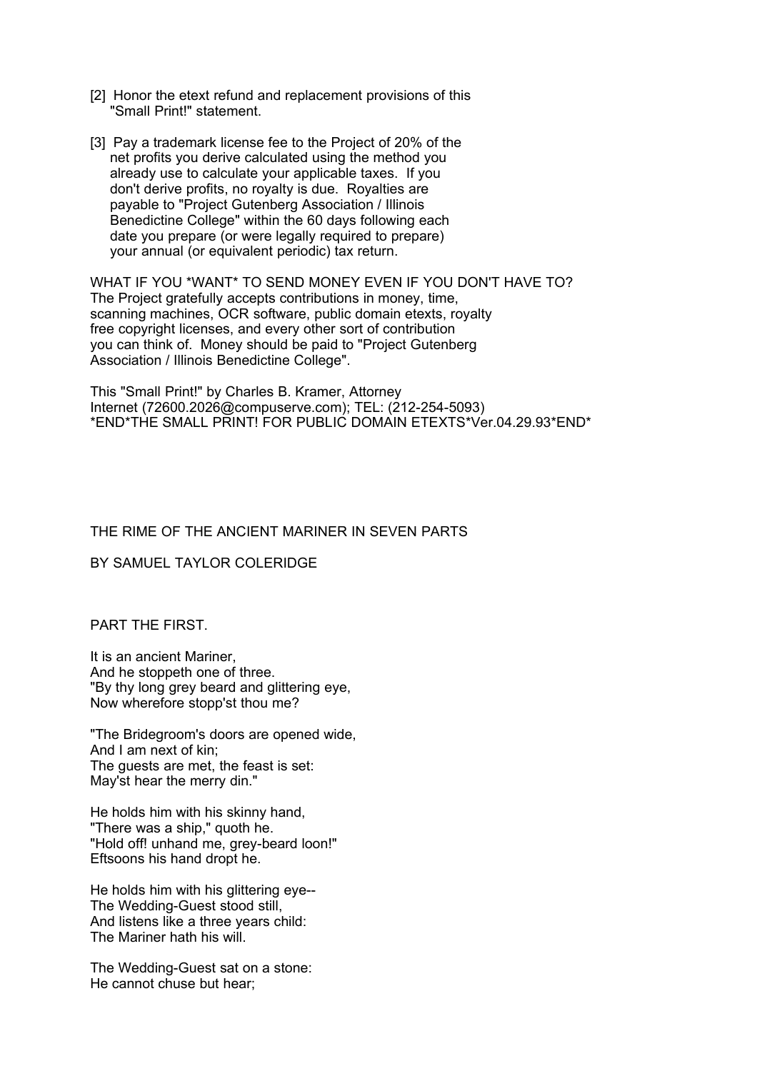[2]  Honor the etext refund and replacement provisions of this
"Small Print!" statement.

[3]  Pay a trademark license fee to the Project of 20% of the
net profits you derive calculated using the method you
already use to calculate your applicable taxes.  If you
don't derive profits, no royalty is due.  Royalties are
payable to "Project Gutenberg Association / Illinois
Benedictine College" within the 60 days following each
date you prepare (or were legally required to prepare)
your annual (or equivalent periodic) tax return.

WHAT IF YOU *WANT* TO SEND MONEY EVEN IF YOU DON'T HAVE TO?
The Project gratefully accepts contributions in money, time,
scanning machines, OCR software, public domain etexts, royalty
free copyright licenses, and every other sort of contribution
you can think of.  Money should be paid to "Project Gutenberg
Association / Illinois Benedictine College".

This "Small Print!" by Charles B. Kramer, Attorney
Internet (72600.2026@compuserve.com); TEL: (212-254-5093)
*END*THE SMALL PRINT! FOR PUBLIC DOMAIN ETEXTS*Ver.04.29.93*END*

# THE RIME OF THE ANCIENT MARINER IN SEVEN PARTS

BY SAMUEL TAYLOR COLERIDGE

## PART THE FIRST.

It is an ancient Mariner,
And he stoppeth one of three.
"By thy long grey beard and glittering eye,
Now wherefore stopp'st thou me?

"The Bridegroom's doors are opened wide,
And I am next of kin;
The guests are met, the feast is set:
May'st hear the merry din."

He holds him with his skinny hand,
"There was a ship," quoth he.
"Hold off! unhand me, grey-beard loon!"
Eftsoons his hand dropt he.

He holds him with his glittering eye--
The Wedding-Guest stood still,
And listens like a three years child:
The Mariner hath his will.

The Wedding-Guest sat on a stone:
He cannot chuse but hear;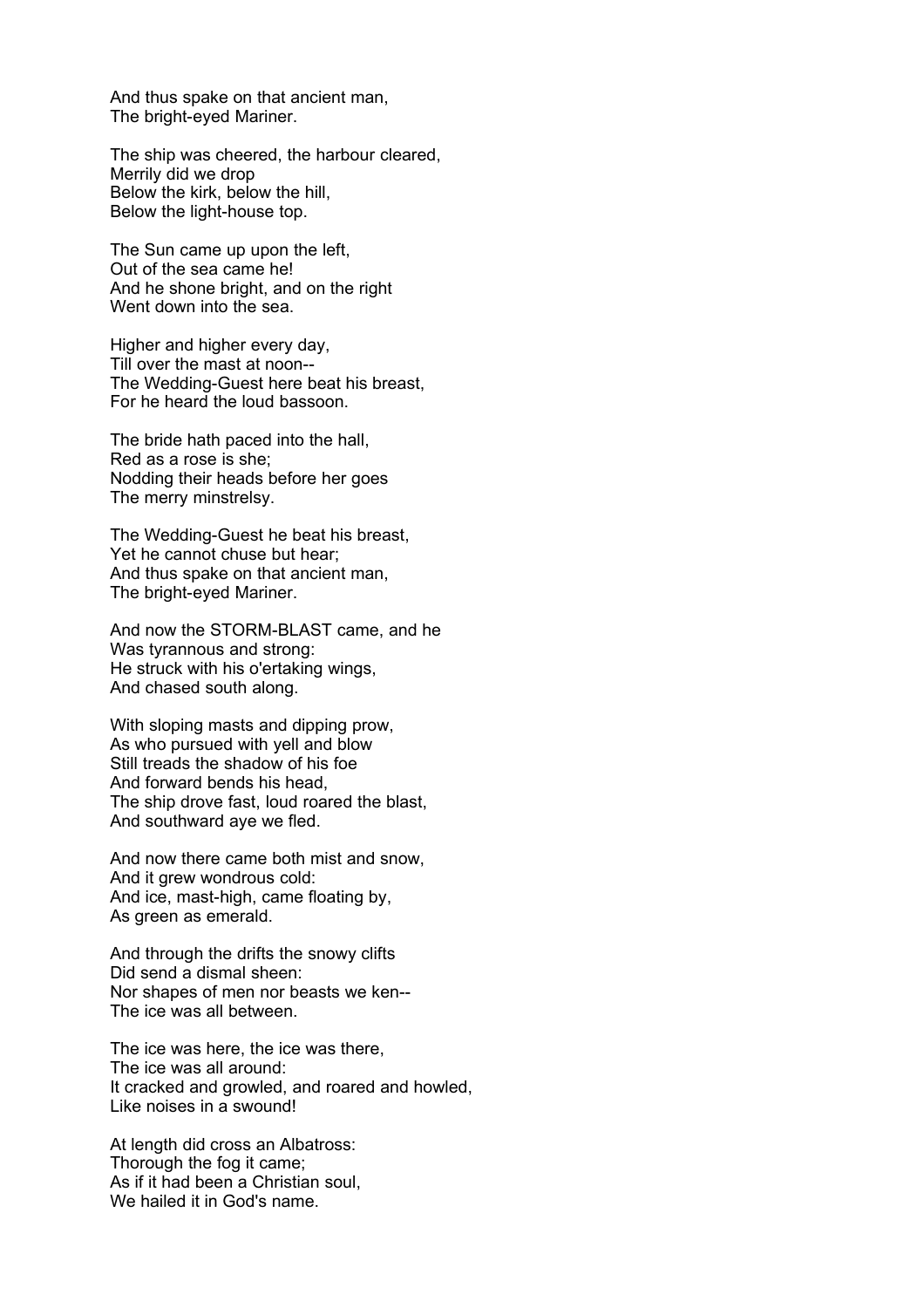And thus spake on that ancient man,
The bright-eyed Mariner.

The ship was cheered, the harbour cleared,
Merrily did we drop
Below the kirk, below the hill,
Below the light-house top.

The Sun came up upon the left,
Out of the sea came he!
And he shone bright, and on the right
Went down into the sea.

Higher and higher every day,
Till over the mast at noon--
The Wedding-Guest here beat his breast,
For he heard the loud bassoon.

The bride hath paced into the hall,
Red as a rose is she;
Nodding their heads before her goes
The merry minstrelsy.

The Wedding-Guest he beat his breast,
Yet he cannot chuse but hear;
And thus spake on that ancient man,
The bright-eyed Mariner.

And now the STORM-BLAST came, and he
Was tyrannous and strong:
He struck with his o'ertaking wings,
And chased south along.

With sloping masts and dipping prow,
As who pursued with yell and blow
Still treads the shadow of his foe
And forward bends his head,
The ship drove fast, loud roared the blast,
And southward aye we fled.

And now there came both mist and snow,
And it grew wondrous cold:
And ice, mast-high, came floating by,
As green as emerald.

And through the drifts the snowy clifts
Did send a dismal sheen:
Nor shapes of men nor beasts we ken--
The ice was all between.

The ice was here, the ice was there,
The ice was all around:
It cracked and growled, and roared and howled,
Like noises in a swound!

At length did cross an Albatross:
Thorough the fog it came;
As if it had been a Christian soul,
We hailed it in God's name.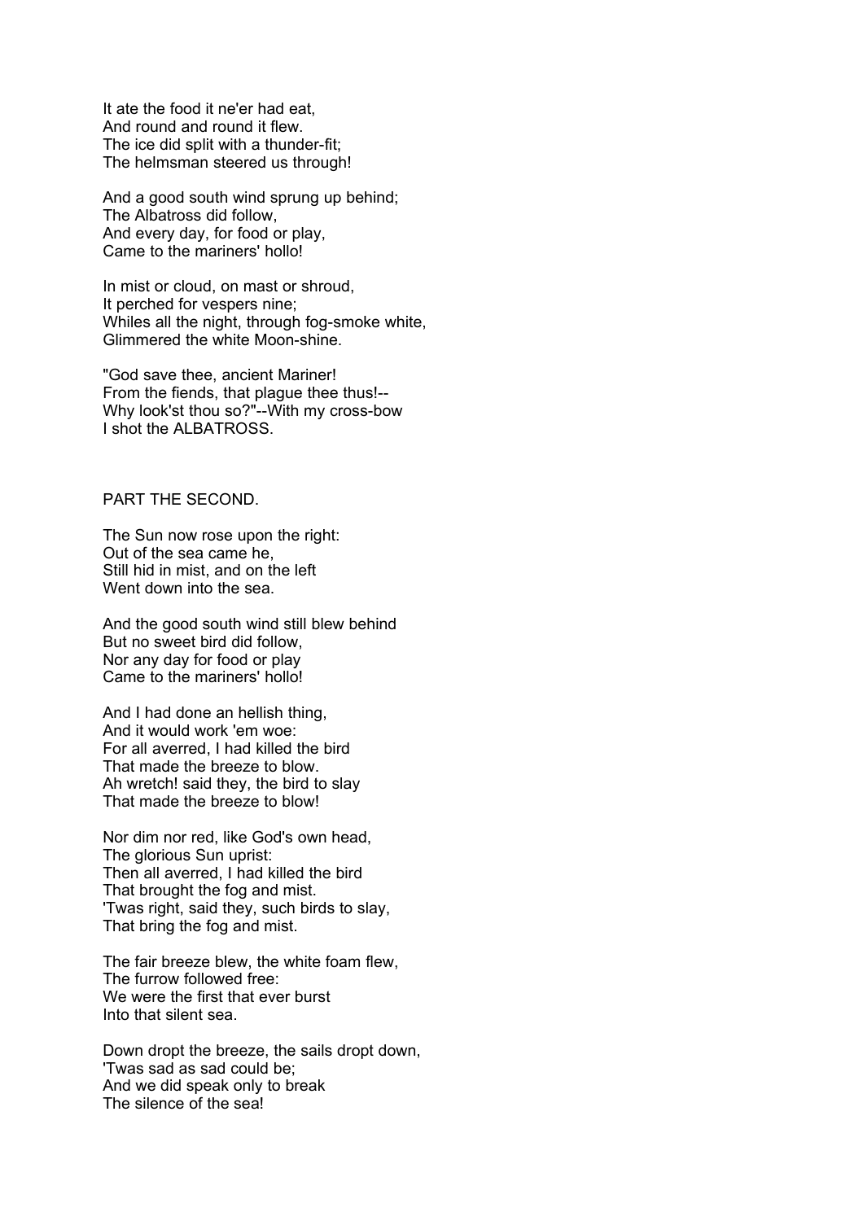It ate the food it ne'er had eat,
And round and round it flew.
The ice did split with a thunder-fit;
The helmsman steered us through!

And a good south wind sprung up behind;
The Albatross did follow,
And every day, for food or play,
Came to the mariners' hollo!

In mist or cloud, on mast or shroud,
It perched for vespers nine;
Whiles all the night, through fog-smoke white,
Glimmered the white Moon-shine.

"God save thee, ancient Mariner!
From the fiends, that plague thee thus!--
Why look'st thou so?"--With my cross-bow
I shot the ALBATROSS.

## PART THE SECOND.

The Sun now rose upon the right:
Out of the sea came he,
Still hid in mist, and on the left
Went down into the sea.

And the good south wind still blew behind
But no sweet bird did follow,
Nor any day for food or play
Came to the mariners' hollo!

And I had done an hellish thing,
And it would work 'em woe:
For all averred, I had killed the bird
That made the breeze to blow.
Ah wretch! said they, the bird to slay
That made the breeze to blow!

Nor dim nor red, like God's own head,
The glorious Sun uprist:
Then all averred, I had killed the bird
That brought the fog and mist.
'Twas right, said they, such birds to slay,
That bring the fog and mist.

The fair breeze blew, the white foam flew,
The furrow followed free:
We were the first that ever burst
Into that silent sea.

Down dropt the breeze, the sails dropt down,
'Twas sad as sad could be;
And we did speak only to break
The silence of the sea!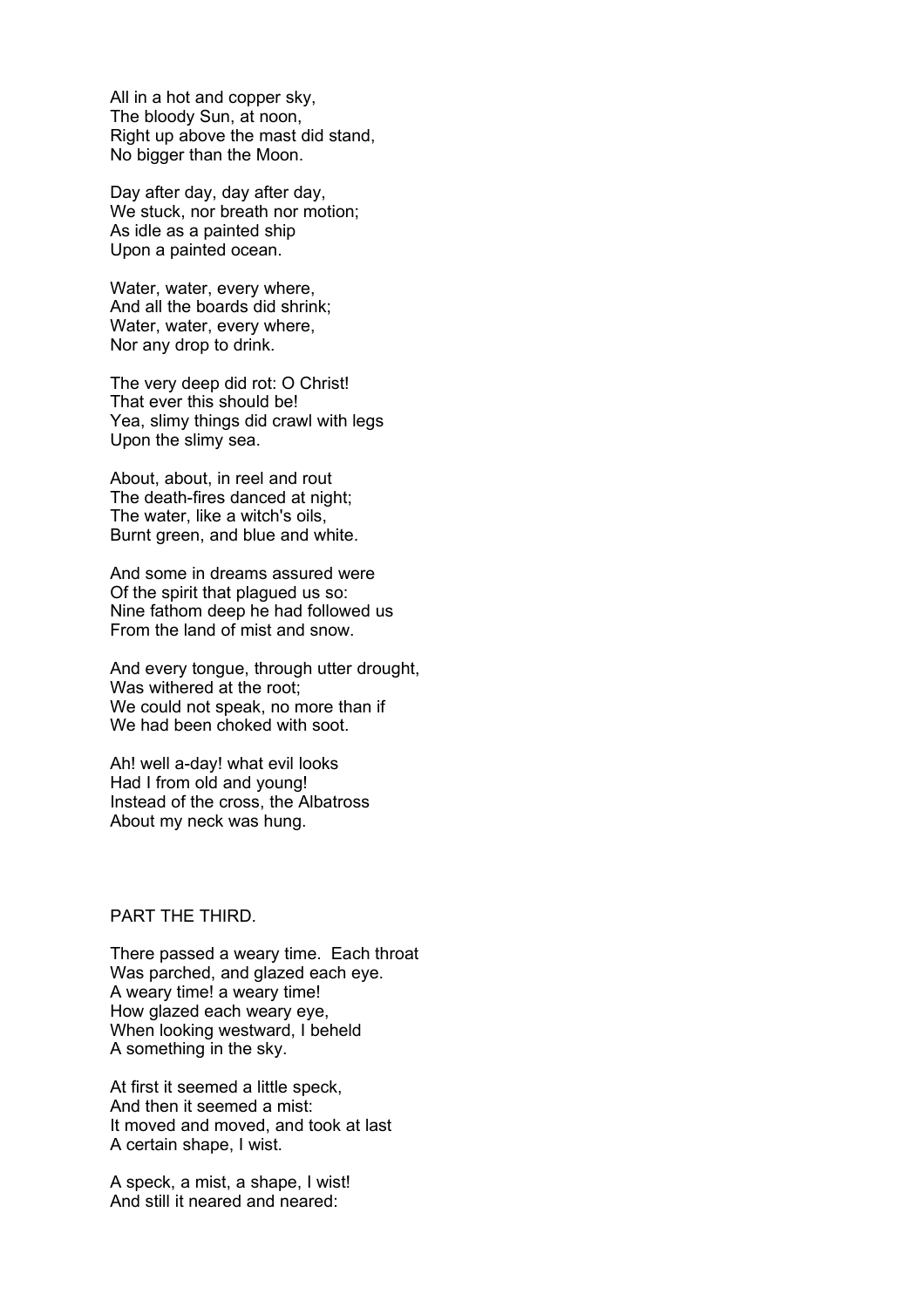All in a hot and copper sky,
The bloody Sun, at noon,
Right up above the mast did stand,
No bigger than the Moon.

Day after day, day after day,
We stuck, nor breath nor motion;
As idle as a painted ship
Upon a painted ocean.

Water, water, every where,
And all the boards did shrink;
Water, water, every where,
Nor any drop to drink.

The very deep did rot: O Christ!
That ever this should be!
Yea, slimy things did crawl with legs
Upon the slimy sea.

About, about, in reel and rout
The death-fires danced at night;
The water, like a witch's oils,
Burnt green, and blue and white.

And some in dreams assured were
Of the spirit that plagued us so:
Nine fathom deep he had followed us
From the land of mist and snow.

And every tongue, through utter drought,
Was withered at the root;
We could not speak, no more than if
We had been choked with soot.

Ah! well a-day! what evil looks
Had I from old and young!
Instead of the cross, the Albatross
About my neck was hung.

## PART THE THIRD.

There passed a weary time. Each throat
Was parched, and glazed each eye.
A weary time! a weary time!
How glazed each weary eye,
When looking westward, I beheld
A something in the sky.

At first it seemed a little speck,
And then it seemed a mist:
It moved and moved, and took at last
A certain shape, I wist.

A speck, a mist, a shape, I wist!
And still it neared and neared: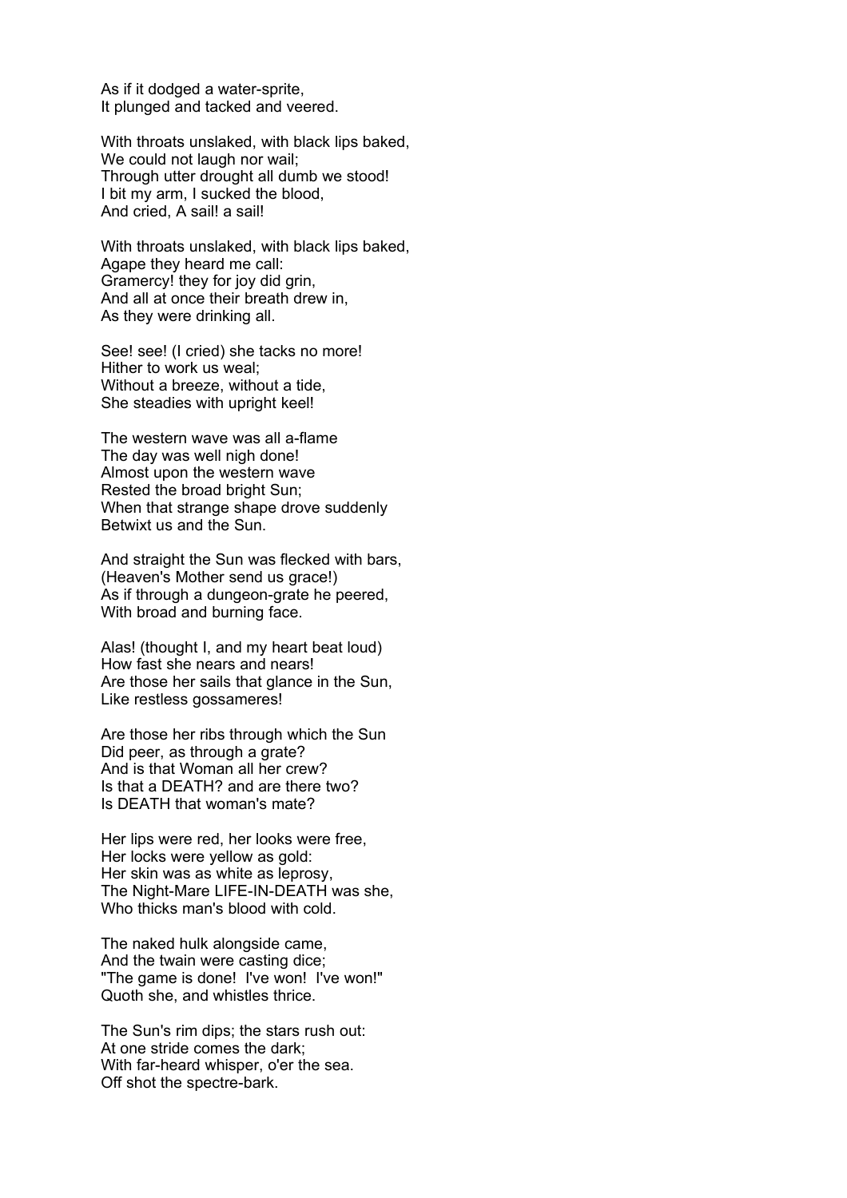As if it dodged a water-sprite,
It plunged and tacked and veered.

With throats unslaked, with black lips baked,
We could not laugh nor wail;
Through utter drought all dumb we stood!
I bit my arm, I sucked the blood,
And cried, A sail! a sail!

With throats unslaked, with black lips baked,
Agape they heard me call:
Gramercy! they for joy did grin,
And all at once their breath drew in,
As they were drinking all.

See! see! (I cried) she tacks no more!
Hither to work us weal;
Without a breeze, without a tide,
She steadies with upright keel!

The western wave was all a-flame
The day was well nigh done!
Almost upon the western wave
Rested the broad bright Sun;
When that strange shape drove suddenly
Betwixt us and the Sun.

And straight the Sun was flecked with bars,
(Heaven's Mother send us grace!)
As if through a dungeon-grate he peered,
With broad and burning face.

Alas! (thought I, and my heart beat loud)
How fast she nears and nears!
Are those her sails that glance in the Sun,
Like restless gossameres!

Are those her ribs through which the Sun
Did peer, as through a grate?
And is that Woman all her crew?
Is that a DEATH? and are there two?
Is DEATH that woman's mate?

Her lips were red, her looks were free,
Her locks were yellow as gold:
Her skin was as white as leprosy,
The Night-Mare LIFE-IN-DEATH was she,
Who thicks man's blood with cold.

The naked hulk alongside came,
And the twain were casting dice;
"The game is done! I've won! I've won!"
Quoth she, and whistles thrice.

The Sun's rim dips; the stars rush out:
At one stride comes the dark;
With far-heard whisper, o'er the sea.
Off shot the spectre-bark.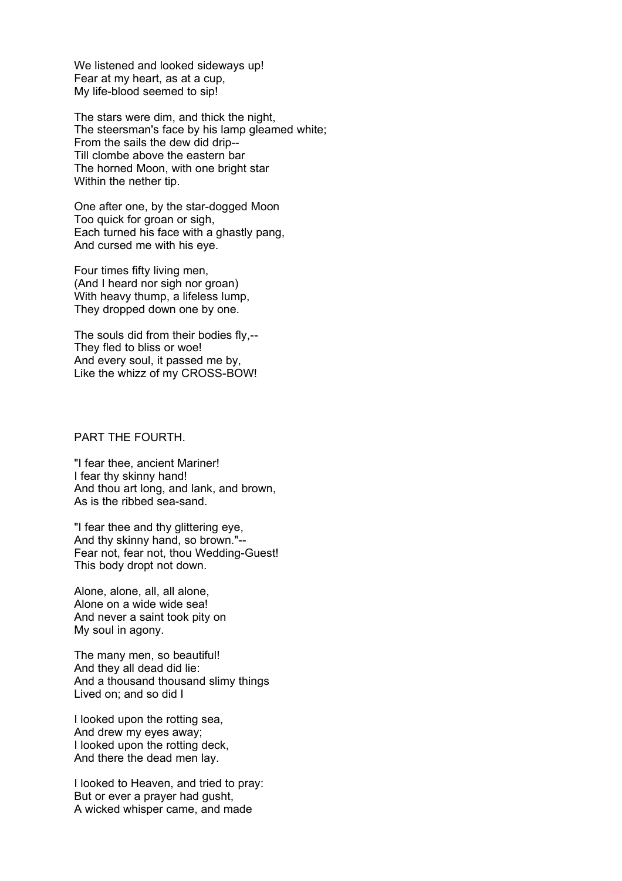We listened and looked sideways up!
Fear at my heart, as at a cup,
My life-blood seemed to sip!

The stars were dim, and thick the night,
The steersman's face by his lamp gleamed white;
From the sails the dew did drip--
Till clombe above the eastern bar
The horned Moon, with one bright star
Within the nether tip.

One after one, by the star-dogged Moon
Too quick for groan or sigh,
Each turned his face with a ghastly pang,
And cursed me with his eye.

Four times fifty living men,
(And I heard nor sigh nor groan)
With heavy thump, a lifeless lump,
They dropped down one by one.

The souls did from their bodies fly,--
They fled to bliss or woe!
And every soul, it passed me by,
Like the whizz of my CROSS-BOW!

## PART THE FOURTH.

"I fear thee, ancient Mariner!
I fear thy skinny hand!
And thou art long, and lank, and brown,
As is the ribbed sea-sand.

"I fear thee and thy glittering eye,
And thy skinny hand, so brown."--
Fear not, fear not, thou Wedding-Guest!
This body dropt not down.

Alone, alone, all, all alone,
Alone on a wide wide sea!
And never a saint took pity on
My soul in agony.

The many men, so beautiful!
And they all dead did lie:
And a thousand thousand slimy things
Lived on; and so did I

I looked upon the rotting sea,
And drew my eyes away;
I looked upon the rotting deck,
And there the dead men lay.

I looked to Heaven, and tried to pray:
But or ever a prayer had gusht,
A wicked whisper came, and made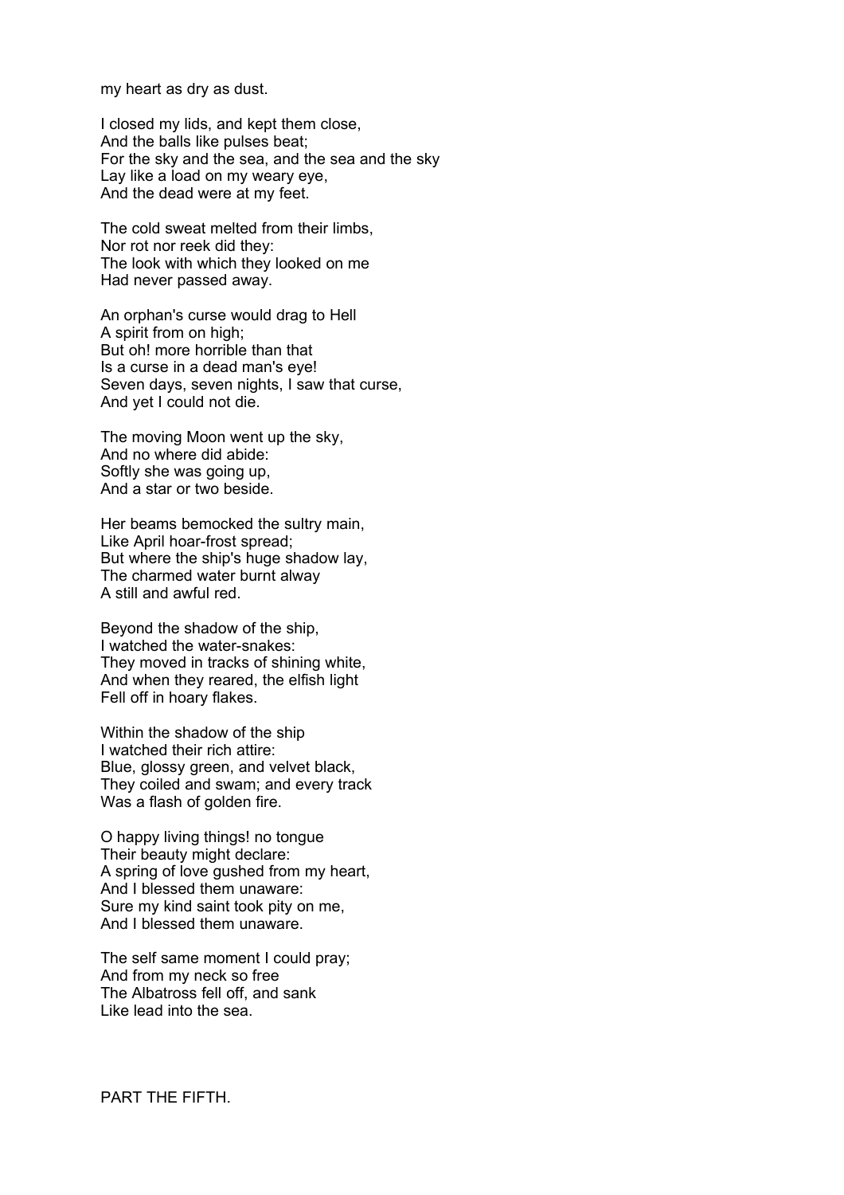my heart as dry as dust.

I closed my lids, and kept them close,  
And the balls like pulses beat;  
For the sky and the sea, and the sea and the sky  
Lay like a load on my weary eye,  
And the dead were at my feet.

The cold sweat melted from their limbs,  
Nor rot nor reek did they:  
The look with which they looked on me  
Had never passed away.

An orphan's curse would drag to Hell  
A spirit from on high;  
But oh! more horrible than that  
Is a curse in a dead man's eye!  
Seven days, seven nights, I saw that curse,  
And yet I could not die.

The moving Moon went up the sky,  
And no where did abide:  
Softly she was going up,  
And a star or two beside.

Her beams bemocked the sultry main,  
Like April hoar-frost spread;  
But where the ship's huge shadow lay,  
The charmed water burnt alway  
A still and awful red.

Beyond the shadow of the ship,  
I watched the water-snakes:  
They moved in tracks of shining white,  
And when they reared, the elfish light  
Fell off in hoary flakes.

Within the shadow of the ship  
I watched their rich attire:  
Blue, glossy green, and velvet black,  
They coiled and swam; and every track  
Was a flash of golden fire.

O happy living things! no tongue  
Their beauty might declare:  
A spring of love gushed from my heart,  
And I blessed them unaware:  
Sure my kind saint took pity on me,  
And I blessed them unaware.

The self same moment I could pray;  
And from my neck so free  
The Albatross fell off, and sank  
Like lead into the sea.

## PART THE FIFTH.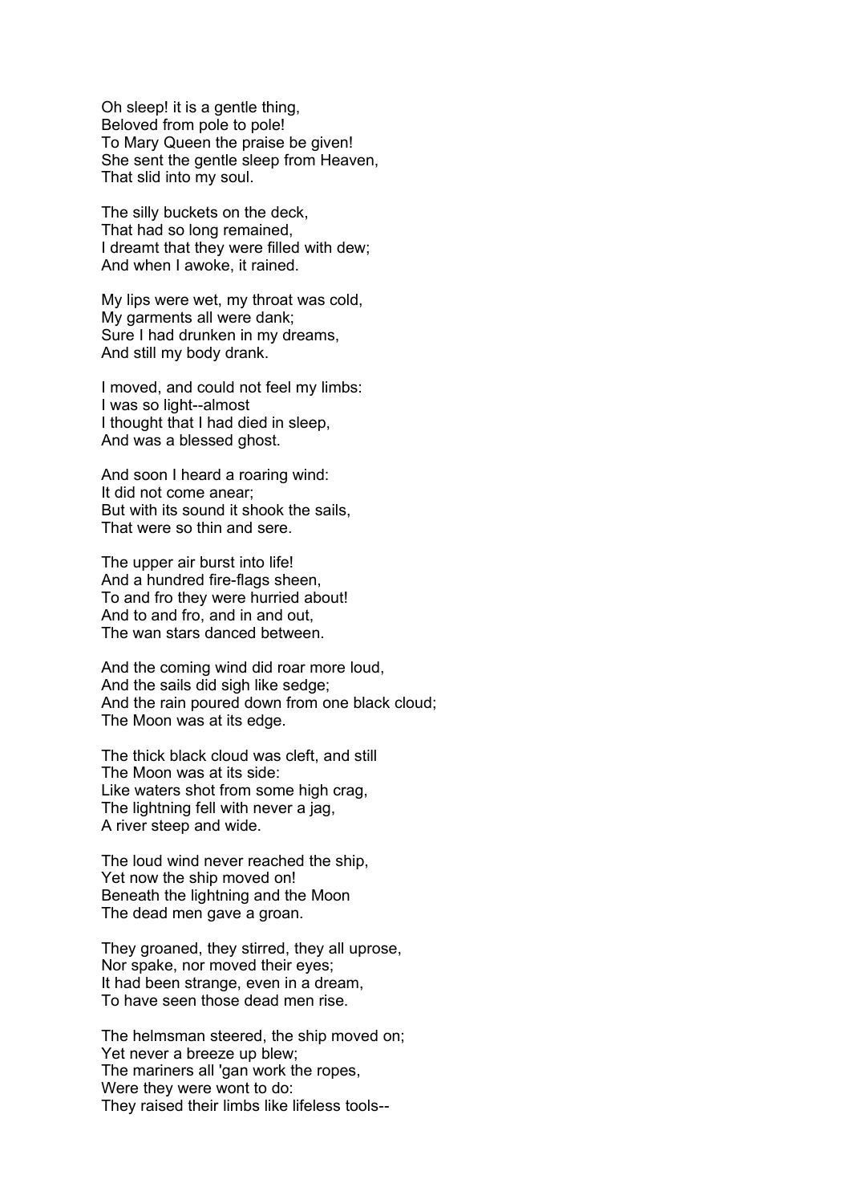Oh sleep! it is a gentle thing,
Beloved from pole to pole!
To Mary Queen the praise be given!
She sent the gentle sleep from Heaven,
That slid into my soul.

The silly buckets on the deck,
That had so long remained,
I dreamt that they were filled with dew;
And when I awoke, it rained.

My lips were wet, my throat was cold,
My garments all were dank;
Sure I had drunken in my dreams,
And still my body drank.

I moved, and could not feel my limbs:
I was so light--almost
I thought that I had died in sleep,
And was a blessed ghost.

And soon I heard a roaring wind:
It did not come anear;
But with its sound it shook the sails,
That were so thin and sere.

The upper air burst into life!
And a hundred fire-flags sheen,
To and fro they were hurried about!
And to and fro, and in and out,
The wan stars danced between.

And the coming wind did roar more loud,
And the sails did sigh like sedge;
And the rain poured down from one black cloud;
The Moon was at its edge.

The thick black cloud was cleft, and still
The Moon was at its side:
Like waters shot from some high crag,
The lightning fell with never a jag,
A river steep and wide.

The loud wind never reached the ship,
Yet now the ship moved on!
Beneath the lightning and the Moon
The dead men gave a groan.

They groaned, they stirred, they all uprose,
Nor spake, nor moved their eyes;
It had been strange, even in a dream,
To have seen those dead men rise.

The helmsman steered, the ship moved on;
Yet never a breeze up blew;
The mariners all 'gan work the ropes,
Were they were wont to do:
They raised their limbs like lifeless tools--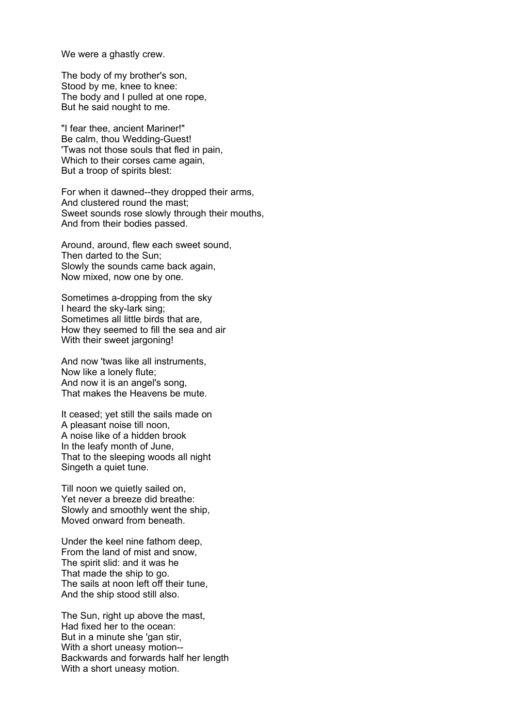We were a ghastly crew.

The body of my brother's son,
Stood by me, knee to knee:
The body and I pulled at one rope,
But he said nought to me.

"I fear thee, ancient Mariner!"
Be calm, thou Wedding-Guest!
'Twas not those souls that fled in pain,
Which to their corses came again,
But a troop of spirits blest:

For when it dawned--they dropped their arms,
And clustered round the mast;
Sweet sounds rose slowly through their mouths,
And from their bodies passed.

Around, around, flew each sweet sound,
Then darted to the Sun;
Slowly the sounds came back again,
Now mixed, now one by one.

Sometimes a-dropping from the sky
I heard the sky-lark sing;
Sometimes all little birds that are,
How they seemed to fill the sea and air
With their sweet jargoning!

And now 'twas like all instruments,
Now like a lonely flute;
And now it is an angel's song,
That makes the Heavens be mute.

It ceased; yet still the sails made on
A pleasant noise till noon,
A noise like of a hidden brook
In the leafy month of June,
That to the sleeping woods all night
Singeth a quiet tune.

Till noon we quietly sailed on,
Yet never a breeze did breathe:
Slowly and smoothly went the ship,
Moved onward from beneath.

Under the keel nine fathom deep,
From the land of mist and snow,
The spirit slid: and it was he
That made the ship to go.
The sails at noon left off their tune,
And the ship stood still also.

The Sun, right up above the mast,
Had fixed her to the ocean:
But in a minute she 'gan stir,
With a short uneasy motion--
Backwards and forwards half her length
With a short uneasy motion.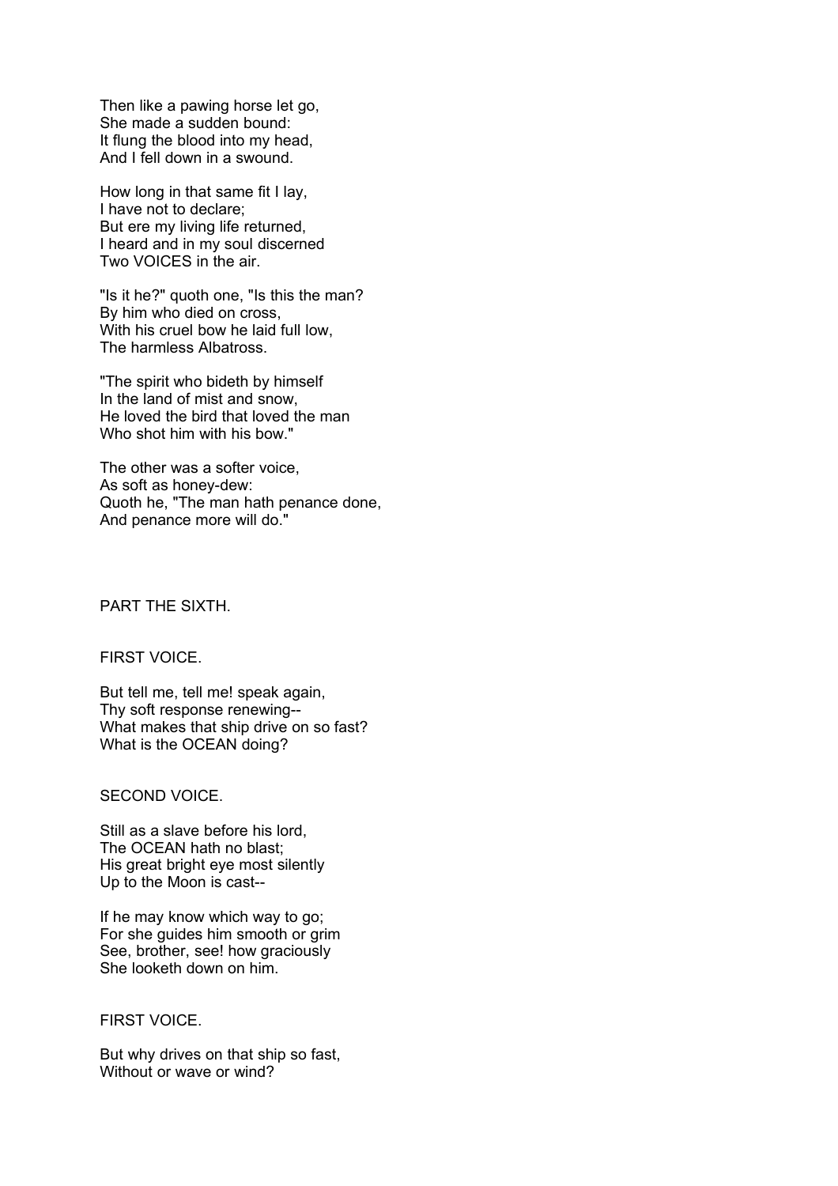Then like a pawing horse let go,  
She made a sudden bound:  
It flung the blood into my head,  
And I fell down in a swound.

How long in that same fit I lay,  
I have not to declare;  
But ere my living life returned,  
I heard and in my soul discerned  
Two VOICES in the air.

"Is it he?" quoth one, "Is this the man?  
By him who died on cross,  
With his cruel bow he laid full low,  
The harmless Albatross.

"The spirit who bideth by himself  
In the land of mist and snow,  
He loved the bird that loved the man  
Who shot him with his bow."

The other was a softer voice,  
As soft as honey-dew:  
Quoth he, "The man hath penance done,  
And penance more will do."

## PART THE SIXTH.

FIRST VOICE.

But tell me, tell me! speak again,  
Thy soft response renewing--  
What makes that ship drive on so fast?  
What is the OCEAN doing?

SECOND VOICE.

Still as a slave before his lord,  
The OCEAN hath no blast;  
His great bright eye most silently  
Up to the Moon is cast--

If he may know which way to go;  
For she guides him smooth or grim  
See, brother, see! how graciously  
She looketh down on him.

FIRST VOICE.

But why drives on that ship so fast,  
Without or wave or wind?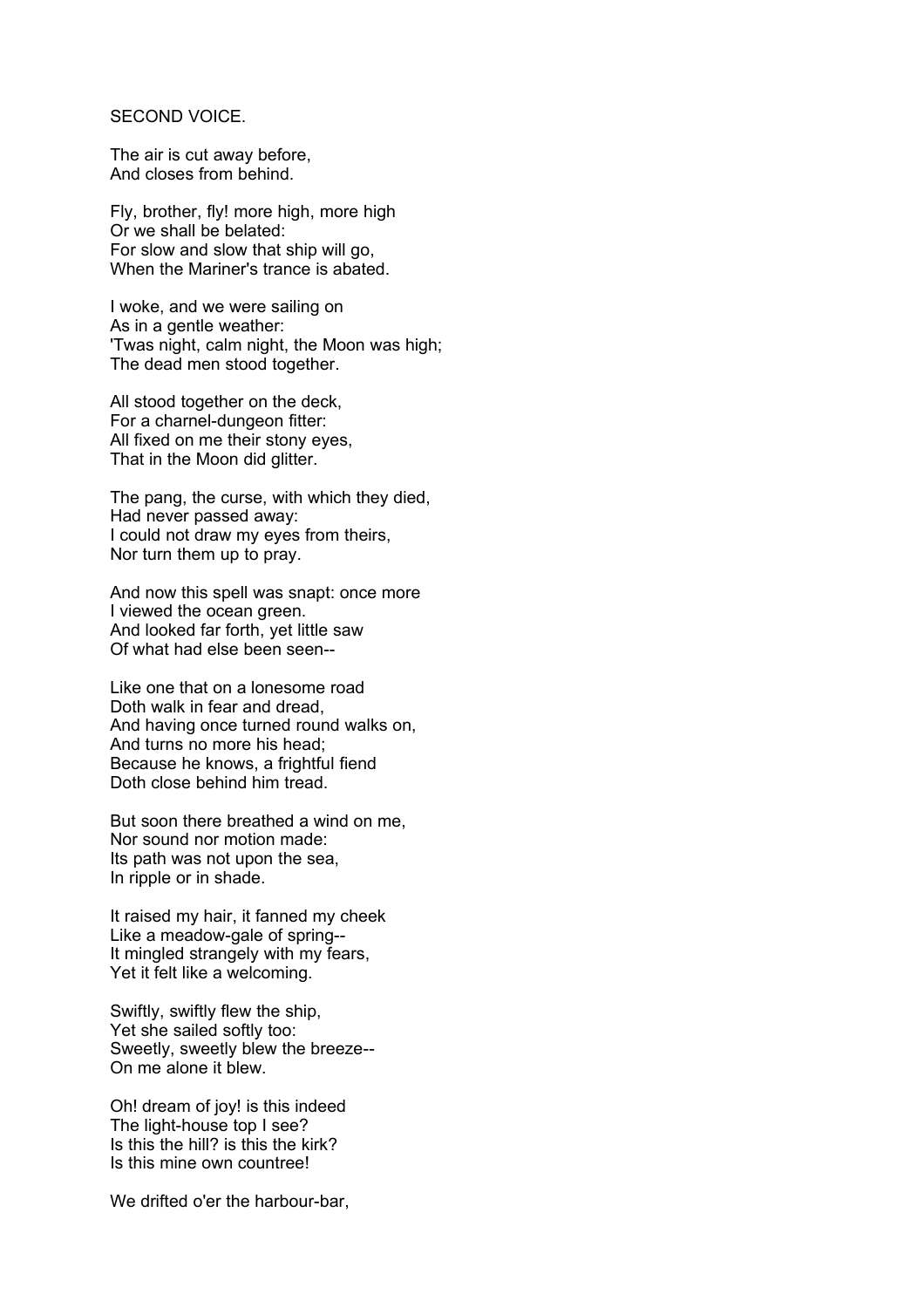SECOND VOICE.

The air is cut away before,  
And closes from behind.

Fly, brother, fly! more high, more high  
Or we shall be belated:  
For slow and slow that ship will go,  
When the Mariner's trance is abated.

I woke, and we were sailing on  
As in a gentle weather:  
'Twas night, calm night, the Moon was high;  
The dead men stood together.

All stood together on the deck,  
For a charnel-dungeon fitter:  
All fixed on me their stony eyes,  
That in the Moon did glitter.

The pang, the curse, with which they died,  
Had never passed away:  
I could not draw my eyes from theirs,  
Nor turn them up to pray.

And now this spell was snapt: once more  
I viewed the ocean green.  
And looked far forth, yet little saw  
Of what had else been seen--

Like one that on a lonesome road  
Doth walk in fear and dread,  
And having once turned round walks on,  
And turns no more his head;  
Because he knows, a frightful fiend  
Doth close behind him tread.

But soon there breathed a wind on me,  
Nor sound nor motion made:  
Its path was not upon the sea,  
In ripple or in shade.

It raised my hair, it fanned my cheek  
Like a meadow-gale of spring--  
It mingled strangely with my fears,  
Yet it felt like a welcoming.

Swiftly, swiftly flew the ship,  
Yet she sailed softly too:  
Sweetly, sweetly blew the breeze--  
On me alone it blew.

Oh! dream of joy! is this indeed  
The light-house top I see?  
Is this the hill? is this the kirk?  
Is this mine own countree!

We drifted o'er the harbour-bar,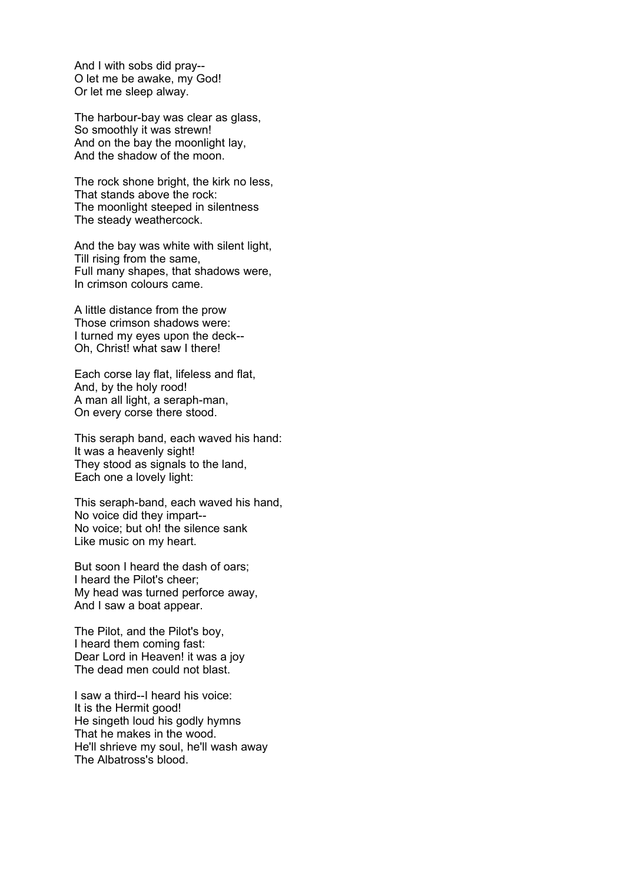And I with sobs did pray--
O let me be awake, my God!
Or let me sleep alway.

The harbour-bay was clear as glass,
So smoothly it was strewn!
And on the bay the moonlight lay,
And the shadow of the moon.

The rock shone bright, the kirk no less,
That stands above the rock:
The moonlight steeped in silentness
The steady weathercock.

And the bay was white with silent light,
Till rising from the same,
Full many shapes, that shadows were,
In crimson colours came.

A little distance from the prow
Those crimson shadows were:
I turned my eyes upon the deck--
Oh, Christ! what saw I there!

Each corse lay flat, lifeless and flat,
And, by the holy rood!
A man all light, a seraph-man,
On every corse there stood.

This seraph band, each waved his hand:
It was a heavenly sight!
They stood as signals to the land,
Each one a lovely light:

This seraph-band, each waved his hand,
No voice did they impart--
No voice; but oh! the silence sank
Like music on my heart.

But soon I heard the dash of oars;
I heard the Pilot's cheer;
My head was turned perforce away,
And I saw a boat appear.

The Pilot, and the Pilot's boy,
I heard them coming fast:
Dear Lord in Heaven! it was a joy
The dead men could not blast.

I saw a third--I heard his voice:
It is the Hermit good!
He singeth loud his godly hymns
That he makes in the wood.
He'll shrieve my soul, he'll wash away
The Albatross's blood.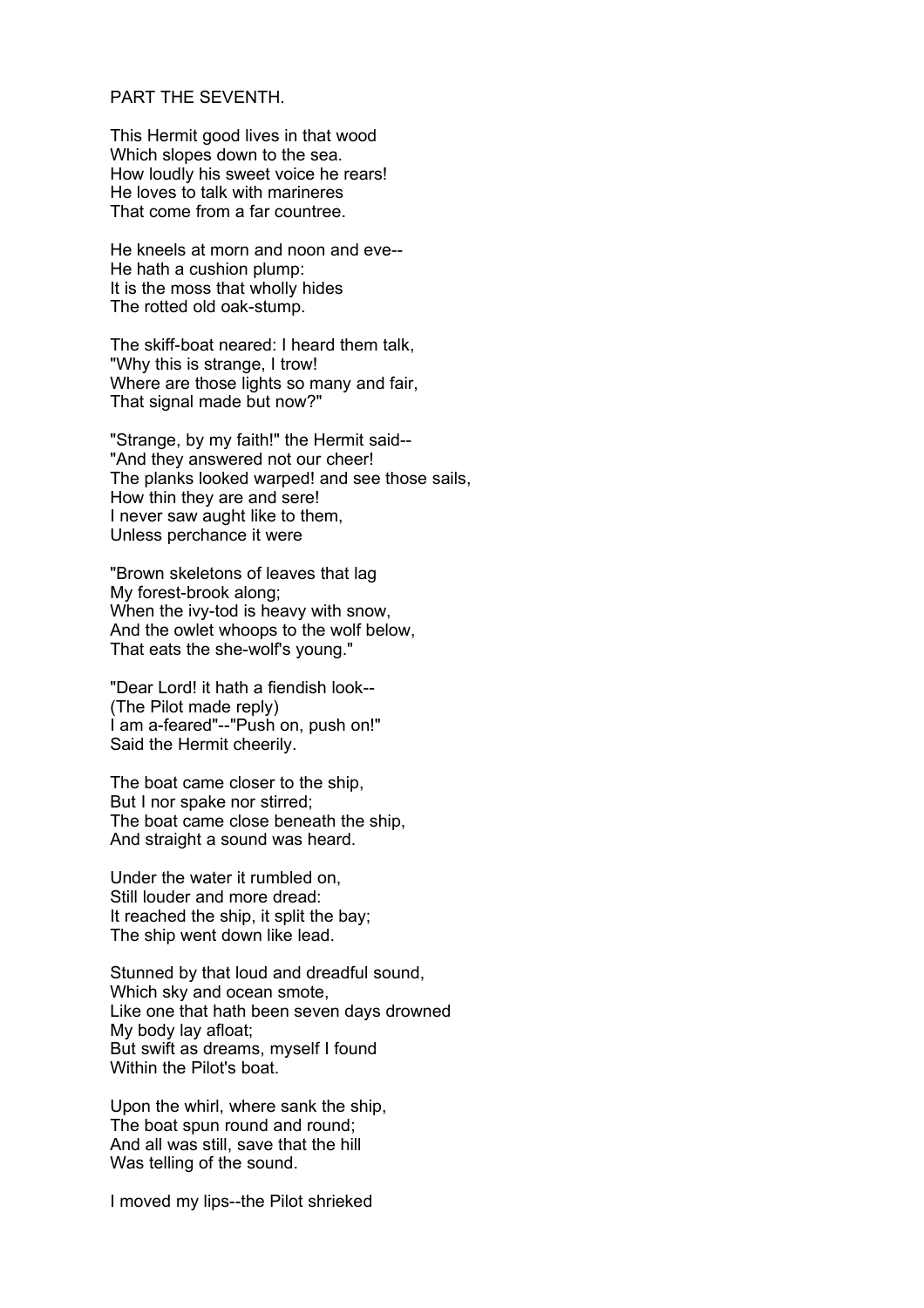PART THE SEVENTH.

This Hermit good lives in that wood  
Which slopes down to the sea.  
How loudly his sweet voice he rears!  
He loves to talk with marineres  
That come from a far countree.

He kneels at morn and noon and eve--  
He hath a cushion plump:  
It is the moss that wholly hides  
The rotted old oak-stump.

The skiff-boat neared: I heard them talk,  
"Why this is strange, I trow!  
Where are those lights so many and fair,  
That signal made but now?"

"Strange, by my faith!" the Hermit said--  
"And they answered not our cheer!  
The planks looked warped! and see those sails,  
How thin they are and sere!  
I never saw aught like to them,  
Unless perchance it were

"Brown skeletons of leaves that lag  
My forest-brook along;  
When the ivy-tod is heavy with snow,  
And the owlet whoops to the wolf below,  
That eats the she-wolf's young."

"Dear Lord! it hath a fiendish look--  
(The Pilot made reply)  
I am a-feared"--"Push on, push on!"  
Said the Hermit cheerily.

The boat came closer to the ship,  
But I nor spake nor stirred;  
The boat came close beneath the ship,  
And straight a sound was heard.

Under the water it rumbled on,  
Still louder and more dread:  
It reached the ship, it split the bay;  
The ship went down like lead.

Stunned by that loud and dreadful sound,  
Which sky and ocean smote,  
Like one that hath been seven days drowned  
My body lay afloat;  
But swift as dreams, myself I found  
Within the Pilot's boat.

Upon the whirl, where sank the ship,  
The boat spun round and round;  
And all was still, save that the hill  
Was telling of the sound.

I moved my lips--the Pilot shrieked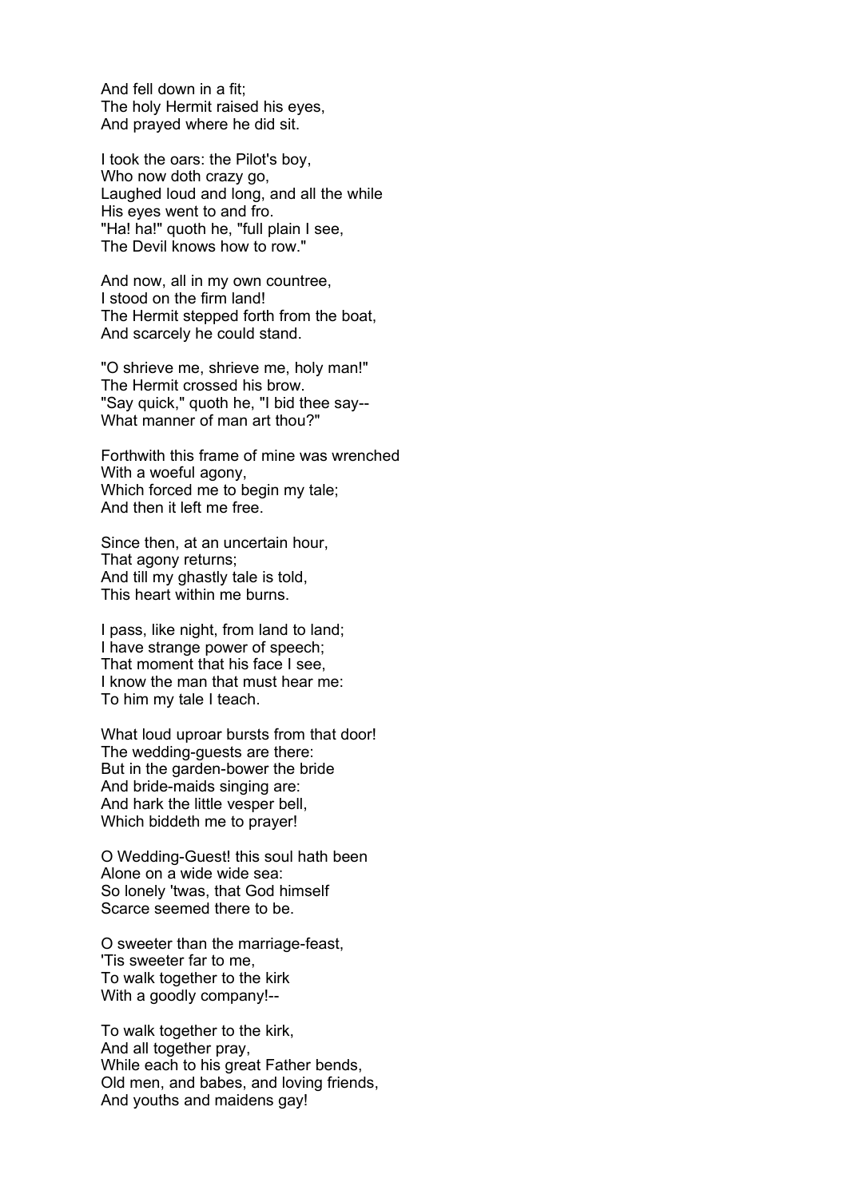And fell down in a fit;
The holy Hermit raised his eyes,
And prayed where he did sit.

I took the oars: the Pilot's boy,
Who now doth crazy go,
Laughed loud and long, and all the while
His eyes went to and fro.
"Ha! ha!" quoth he, "full plain I see,
The Devil knows how to row."

And now, all in my own countree,
I stood on the firm land!
The Hermit stepped forth from the boat,
And scarcely he could stand.

"O shrieve me, shrieve me, holy man!"
The Hermit crossed his brow.
"Say quick," quoth he, "I bid thee say--
What manner of man art thou?"

Forthwith this frame of mine was wrenched
With a woeful agony,
Which forced me to begin my tale;
And then it left me free.

Since then, at an uncertain hour,
That agony returns;
And till my ghastly tale is told,
This heart within me burns.

I pass, like night, from land to land;
I have strange power of speech;
That moment that his face I see,
I know the man that must hear me:
To him my tale I teach.

What loud uproar bursts from that door!
The wedding-guests are there:
But in the garden-bower the bride
And bride-maids singing are:
And hark the little vesper bell,
Which biddeth me to prayer!

O Wedding-Guest! this soul hath been
Alone on a wide wide sea:
So lonely 'twas, that God himself
Scarce seemed there to be.

O sweeter than the marriage-feast,
'Tis sweeter far to me,
To walk together to the kirk
With a goodly company!--

To walk together to the kirk,
And all together pray,
While each to his great Father bends,
Old men, and babes, and loving friends,
And youths and maidens gay!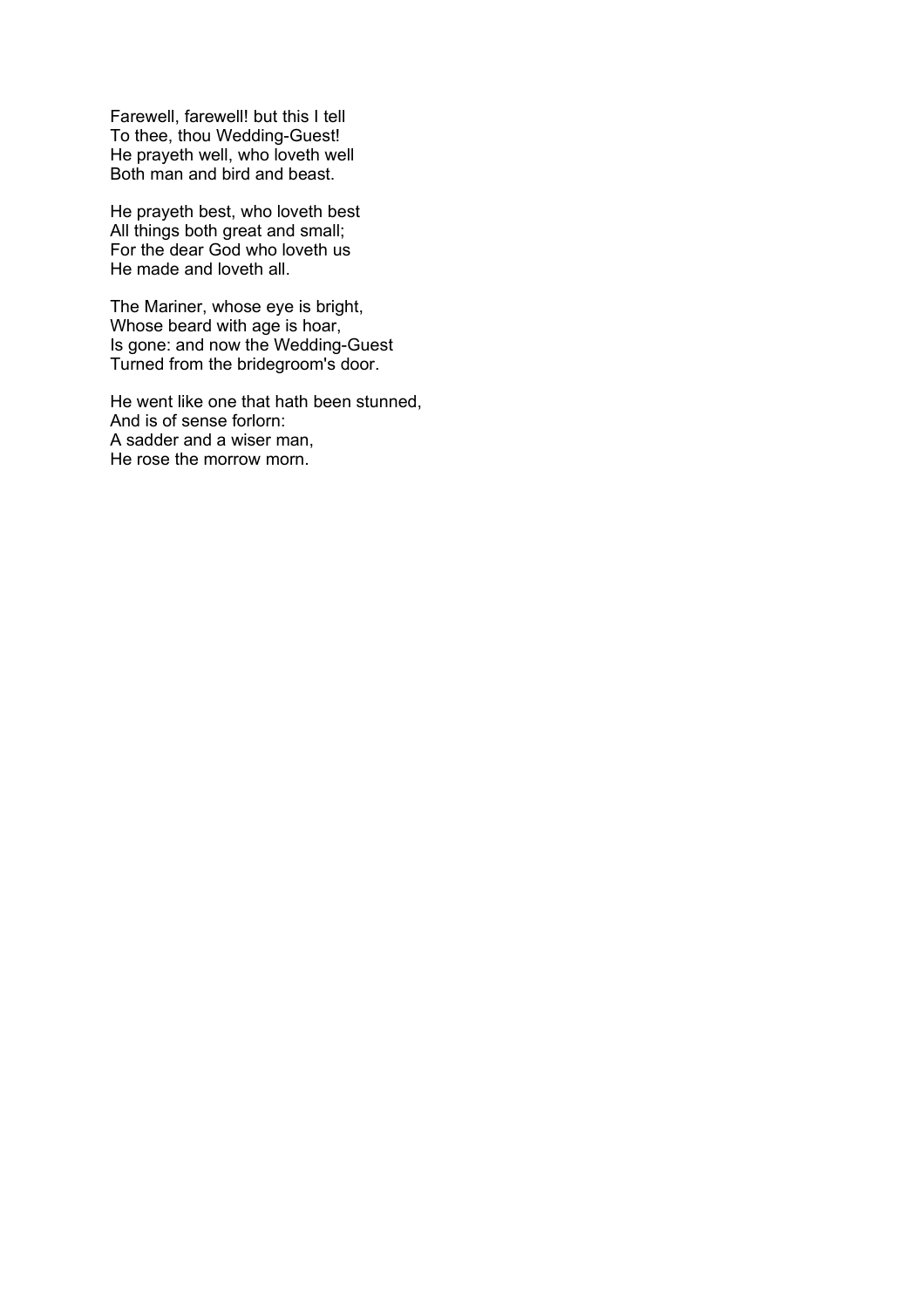Farewell, farewell! but this I tell  
To thee, thou Wedding-Guest!  
He prayeth well, who loveth well  
Both man and bird and beast.

He prayeth best, who loveth best  
All things both great and small;  
For the dear God who loveth us  
He made and loveth all.

The Mariner, whose eye is bright,  
Whose beard with age is hoar,  
Is gone: and now the Wedding-Guest  
Turned from the bridegroom's door.

He went like one that hath been stunned,  
And is of sense forlorn:  
A sadder and a wiser man,  
He rose the morrow morn.